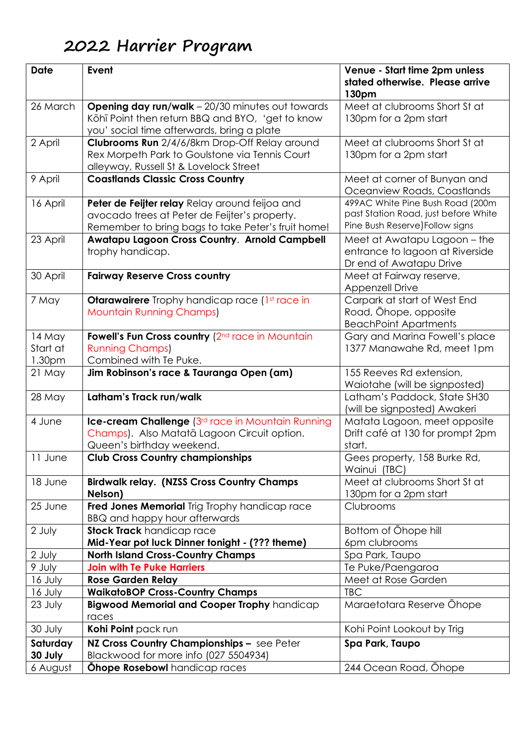# 2022 Harrier Program

| Date | Event | Venue - Start time 2pm unless stated otherwise. Please arrive 130pm |
|---|---|---|
| 26 March | **Opening day run/walk** – 20/30 minutes out towards Kōhī Point then return BBQ and BYO, 'get to know you' social time afterwards, bring a plate | Meet at clubrooms Short St at 130pm for a 2pm start |
| 2 April | **Clubrooms Run** 2/4/6/8km Drop-Off Relay around Rex Morpeth Park to Goulstone via Tennis Court alleyway, Russell St & Lovelock Street | Meet at clubrooms Short St at 130pm for a 2pm start |
| 9 April | **Coastlands Classic Cross Country** | Meet at corner of Bunyan and Oceanview Roads, Coastlands |
| 16 April | **Peter de Feijter relay** Relay around feijoa and avocado trees at Peter de Feijter's property. Remember to bring bags to take Peter's fruit home! | 499AC White Pine Bush Road (200m past Station Road, just before White Pine Bush Reserve)Follow signs |
| 23 April | **Awatapu Lagoon Cross Country. Arnold Campbell** trophy handicap. | Meet at Awatapu Lagoon – the entrance to lagoon at Riverside Dr end of Awatapu Drive |
| 30 April | **Fairway Reserve Cross country** | Meet at Fairway reserve, Appenzell Drive |
| 7 May | **Otarawairere** Trophy handicap race (1st race in Mountain Running Champs) | Carpark at start of West End Road, Ōhope, opposite BeachPoint Apartments |
| 14 May Start at 1.30pm | **Fowell's Fun Cross country** (2nd race in Mountain Running Champs) Combined with Te Puke. | Gary and Marina Fowell's place 1377 Manawahe Rd, meet 1pm |
| 21 May | **Jim Robinson's race & Tauranga Open (am)** | 155 Reeves Rd extension, Waiotahe (will be signposted) |
| 28 May | **Latham's Track run/walk** | Latham's Paddock, State SH30 (will be signposted) Awakeri |
| 4 June | **Ice-cream Challenge** (3rd race in Mountain Running Champs). Also Matatā Lagoon Circuit option. Queen's birthday weekend. | Matata Lagoon, meet opposite Drift café at 130 for prompt 2pm start. |
| 11 June | **Club Cross Country championships** | Gees property, 158 Burke Rd, Wainui (TBC) |
| 18 June | **Birdwalk relay. (NZSS Cross Country Champs Nelson)** | Meet at clubrooms Short St at 130pm for a 2pm start |
| 25 June | **Fred Jones Memorial** Trig Trophy handicap race BBQ and happy hour afterwards | Clubrooms |
| 2 July | **Stock Track** handicap race<br>**Mid-Year pot luck Dinner tonight - (??? theme)** | Bottom of Ōhope hill<br>6pm clubrooms |
| 2 July | **North Island Cross-Country Champs** | Spa Park, Taupo |
| 9 July | **Join with Te Puke Harriers** | Te Puke/Paengaroa |
| 16 July | **Rose Garden Relay** | Meet at Rose Garden |
| 16 July | **WaikatoBOP Cross-Country Champs** | TBC |
| 23 July | **Bigwood Memorial and Cooper Trophy** handicap races | Maraetotara Reserve Ōhope |
| 30 July | **Kohi Point** pack run | Kohi Point Lookout by Trig |
| **Saturday 30 July** | **NZ Cross Country Championships –** see Peter Blackwood for more info (027 5504934) | **Spa Park, Taupo** |
| 6 August | **Ōhope Rosebowl** handicap races | 244 Ocean Road, Ōhope |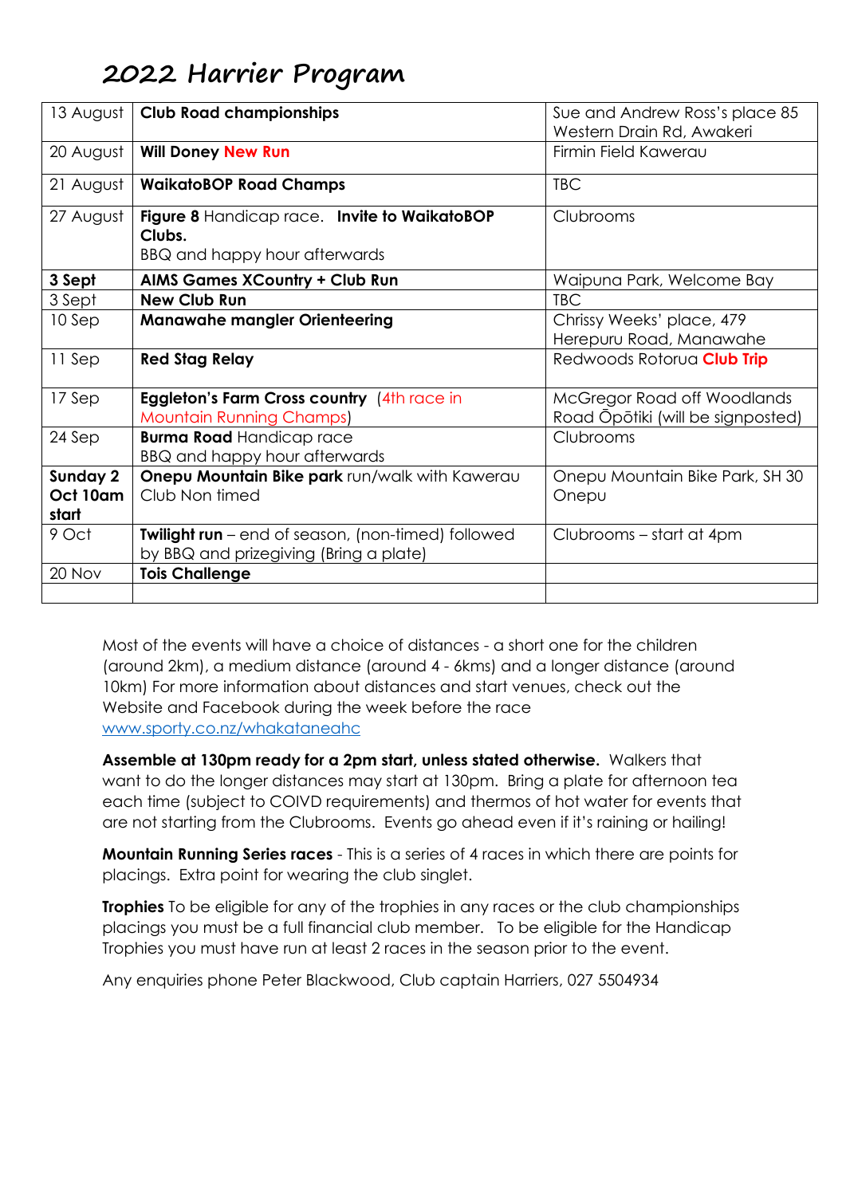# 2022 Harrier Program

| | | |
|---|---|---|
| 13 August | **Club Road championships** | Sue and Andrew Ross's place 85 Western Drain Rd, Awakeri |
| 20 August | **Will Doney New Run** | Firmin Field Kawerau |
| 21 August | **WaikatoBOP Road Champs** | TBC |
| 27 August | **Figure 8** Handicap race. **Invite to WaikatoBOP Clubs.** BBQ and happy hour afterwards | Clubrooms |
| **3 Sept** | **AIMS Games XCountry + Club Run** | Waipuna Park, Welcome Bay |
| 3 Sept | **New Club Run** | TBC |
| 10 Sep | **Manawahe mangler Orienteering** | Chrissy Weeks' place, 479 Herepuru Road, Manawahe |
| 11 Sep | **Red Stag Relay** | Redwoods Rotorua **Club Trip** |
| 17 Sep | **Eggleton's Farm Cross country** (4th race in Mountain Running Champs) | McGregor Road off Woodlands Road Ōpōtiki (will be signposted) |
| 24 Sep | **Burma Road** Handicap race BBQ and happy hour afterwards | Clubrooms |
| **Sunday 2 Oct 10am start** | **Onepu Mountain Bike park** run/walk with Kawerau Club Non timed | Onepu Mountain Bike Park, SH 30 Onepu |
| 9 Oct | **Twilight run** – end of season, (non-timed) followed by BBQ and prizegiving (Bring a plate) | Clubrooms – start at 4pm |
| 20 Nov | **Tois Challenge** | |
| | | |

Most of the events will have a choice of distances - a short one for the children (around 2km), a medium distance (around 4 - 6kms) and a longer distance (around 10km) For more information about distances and start venues, check out the Website and Facebook during the week before the race www.sporty.co.nz/whakataneahc

**Assemble at 130pm ready for a 2pm start, unless stated otherwise.** Walkers that want to do the longer distances may start at 130pm. Bring a plate for afternoon tea each time (subject to COIVD requirements) and thermos of hot water for events that are not starting from the Clubrooms. Events go ahead even if it's raining or hailing!

**Mountain Running Series races** - This is a series of 4 races in which there are points for placings. Extra point for wearing the club singlet.

**Trophies** To be eligible for any of the trophies in any races or the club championships placings you must be a full financial club member. To be eligible for the Handicap Trophies you must have run at least 2 races in the season prior to the event.

Any enquiries phone Peter Blackwood, Club captain Harriers, 027 5504934